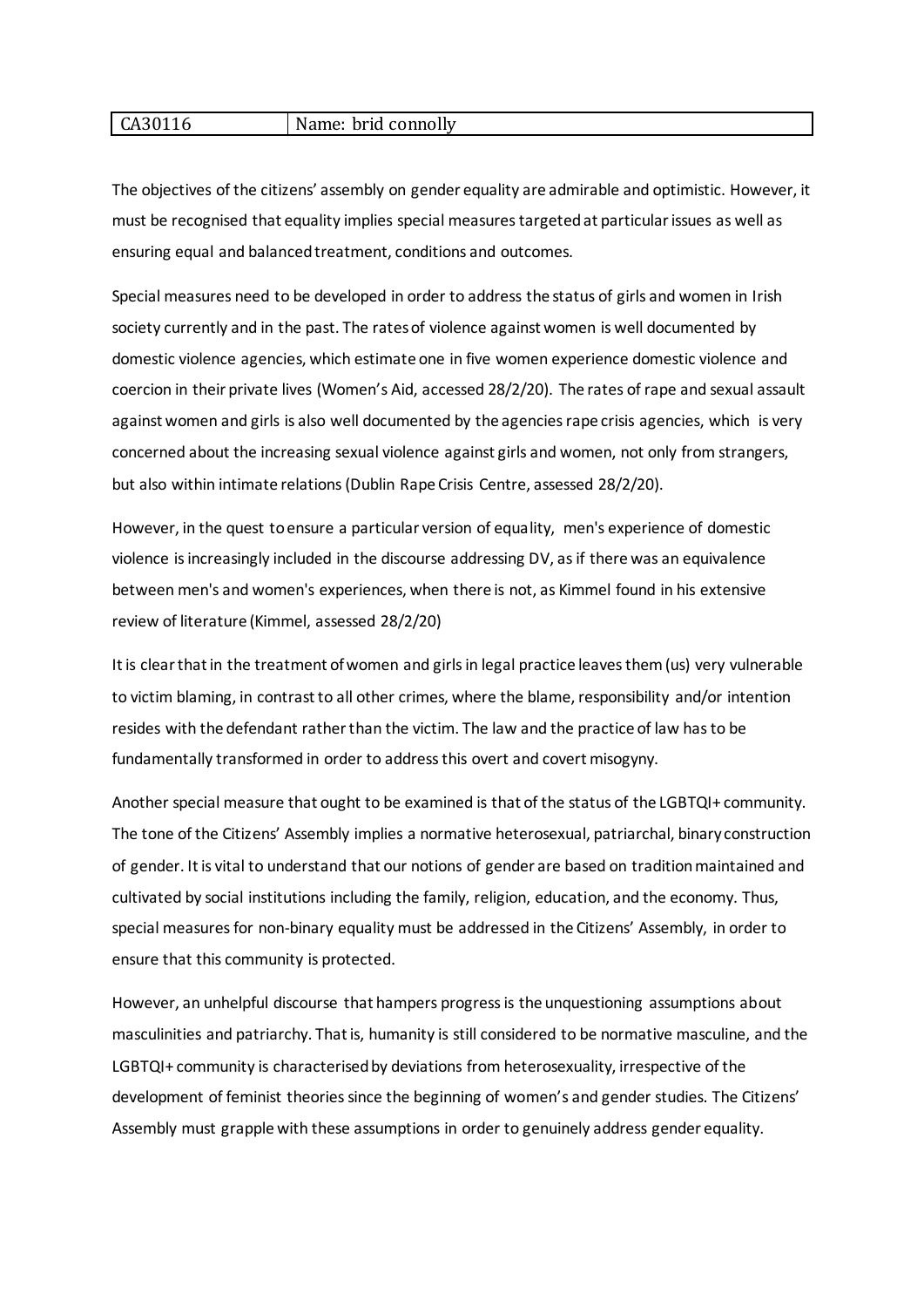| CA30116 | Name: brid connolly |
| --- | --- |

The objectives of the citizens' assembly on gender equality are admirable and optimistic. However, it must be recognised that equality implies special measures targeted at particular issues as well as ensuring equal and balanced treatment, conditions and outcomes.

Special measures need to be developed in order to address the status of girls and women in Irish society currently and in the past. The rates of violence against women is well documented by domestic violence agencies, which estimate one in five women experience domestic violence and coercion in their private lives (Women's Aid, accessed 28/2/20). The rates of rape and sexual assault against women and girls is also well documented by the agencies rape crisis agencies, which is very concerned about the increasing sexual violence against girls and women, not only from strangers, but also within intimate relations (Dublin Rape Crisis Centre, assessed 28/2/20).

However, in the quest to ensure a particular version of equality, men's experience of domestic violence is increasingly included in the discourse addressing DV, as if there was an equivalence between men's and women's experiences, when there is not, as Kimmel found in his extensive review of literature (Kimmel, assessed 28/2/20)

It is clear that in the treatment of women and girls in legal practice leaves them (us) very vulnerable to victim blaming, in contrast to all other crimes, where the blame, responsibility and/or intention resides with the defendant rather than the victim. The law and the practice of law has to be fundamentally transformed in order to address this overt and covert misogyny.

Another special measure that ought to be examined is that of the status of the LGBTQI+ community. The tone of the Citizens' Assembly implies a normative heterosexual, patriarchal, binary construction of gender. It is vital to understand that our notions of gender are based on tradition maintained and cultivated by social institutions including the family, religion, education, and the economy. Thus, special measures for non-binary equality must be addressed in the Citizens' Assembly, in order to ensure that this community is protected.

However, an unhelpful discourse that hampers progress is the unquestioning assumptions about masculinities and patriarchy. That is, humanity is still considered to be normative masculine, and the LGBTQI+ community is characterised by deviations from heterosexuality, irrespective of the development of feminist theories since the beginning of women's and gender studies. The Citizens' Assembly must grapple with these assumptions in order to genuinely address gender equality.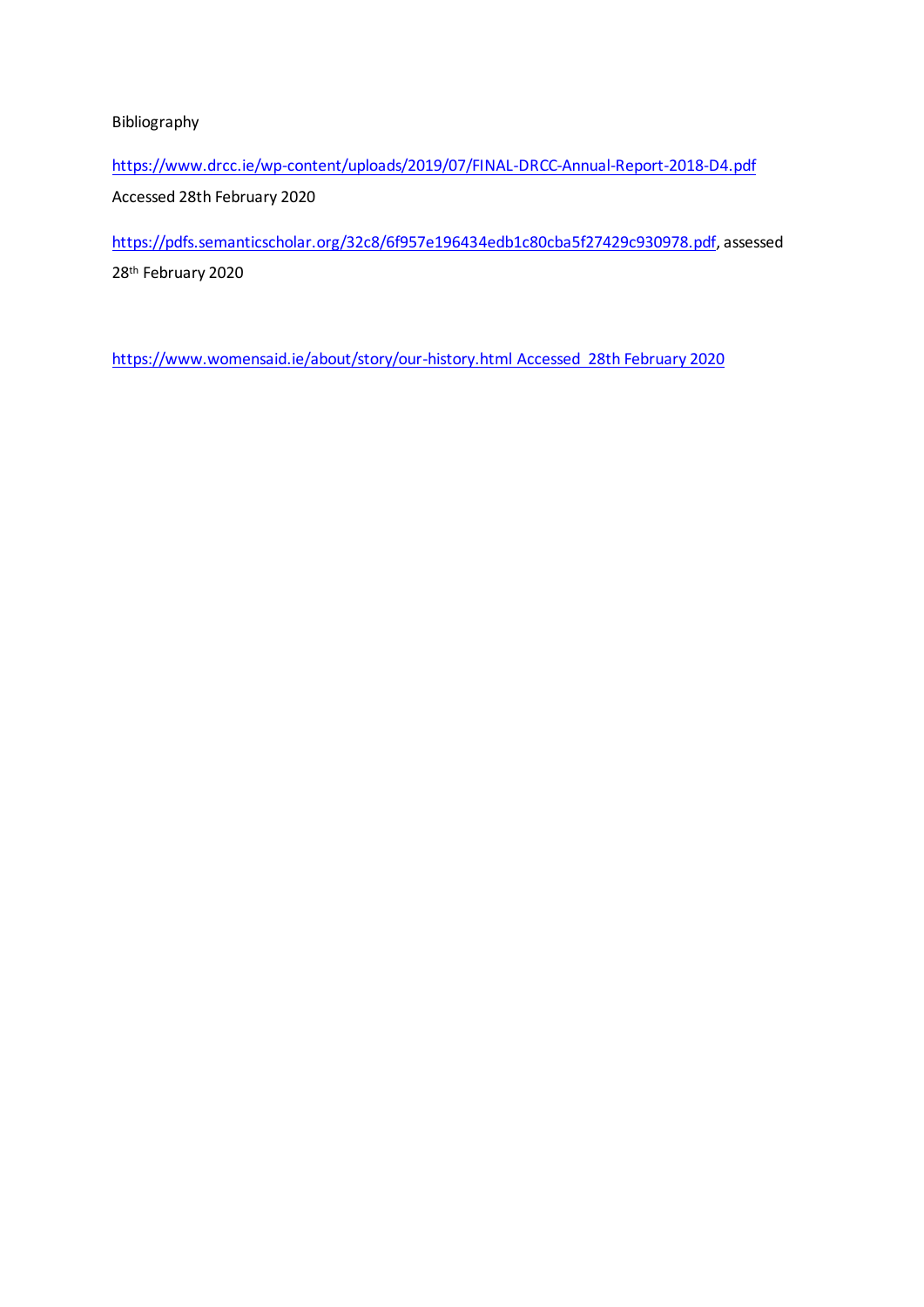Bibliography

https://www.drcc.ie/wp-content/uploads/2019/07/FINAL-DRCC-Annual-Report-2018-D4.pdf
Accessed 28th February 2020

https://pdfs.semanticscholar.org/32c8/6f957e196434edb1c80cba5f27429c930978.pdf, assessed 28th February 2020

https://www.womensaid.ie/about/story/our-history.html Accessed 28th February 2020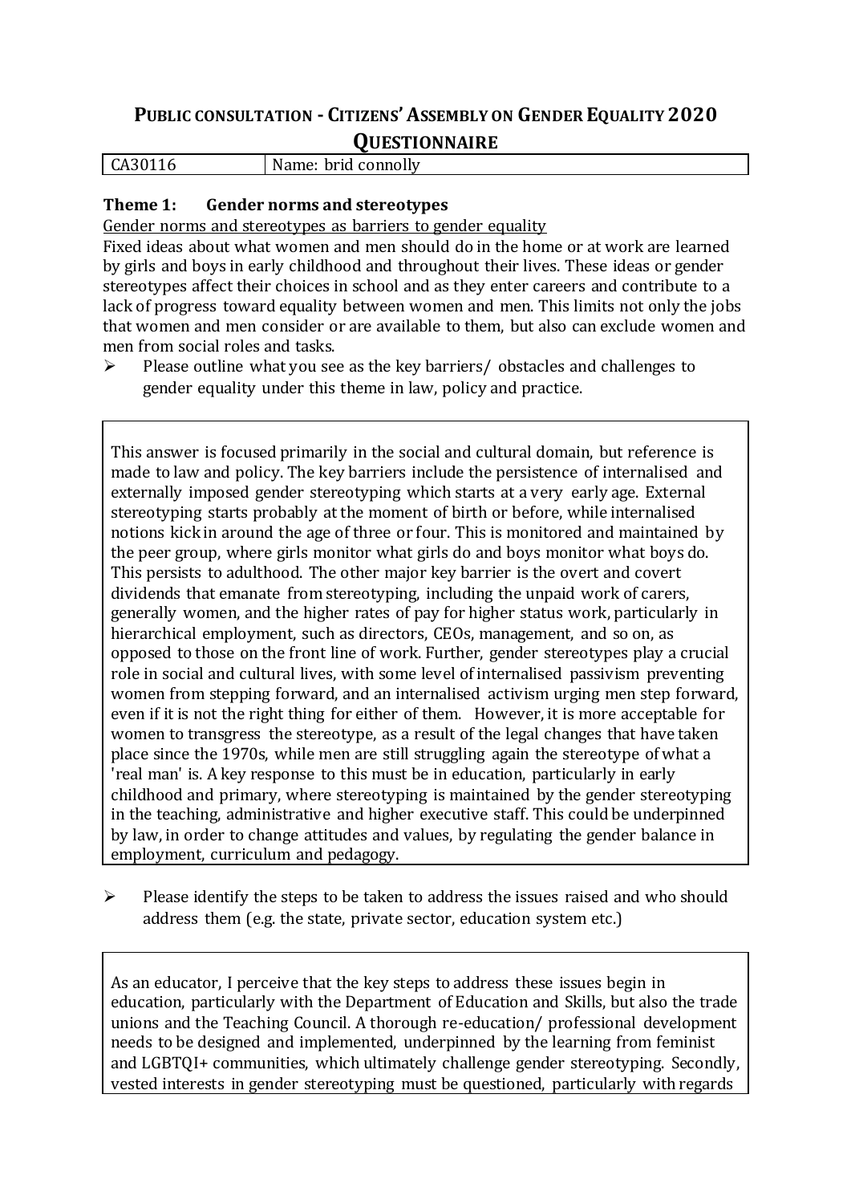# Public consultation - Citizens' Assembly on Gender Equality 2020 Questionnaire

| CA30116 | Name: brid connolly |
|---|---|

## Theme 1: Gender norms and stereotypes

Gender norms and stereotypes as barriers to gender equality

Fixed ideas about what women and men should do in the home or at work are learned by girls and boys in early childhood and throughout their lives. These ideas or gender stereotypes affect their choices in school and as they enter careers and contribute to a lack of progress toward equality between women and men. This limits not only the jobs that women and men consider or are available to them, but also can exclude women and men from social roles and tasks.

- Please outline what you see as the key barriers/ obstacles and challenges to gender equality under this theme in law, policy and practice.

This answer is focused primarily in the social and cultural domain, but reference is made to law and policy. The key barriers include the persistence of internalised and externally imposed gender stereotyping which starts at a very early age. External stereotyping starts probably at the moment of birth or before, while internalised notions kick in around the age of three or four. This is monitored and maintained by the peer group, where girls monitor what girls do and boys monitor what boys do. This persists to adulthood. The other major key barrier is the overt and covert dividends that emanate from stereotyping, including the unpaid work of carers, generally women, and the higher rates of pay for higher status work, particularly in hierarchical employment, such as directors, CEOs, management, and so on, as opposed to those on the front line of work. Further, gender stereotypes play a crucial role in social and cultural lives, with some level of internalised passivism preventing women from stepping forward, and an internalised activism urging men step forward, even if it is not the right thing for either of them. However, it is more acceptable for women to transgress the stereotype, as a result of the legal changes that have taken place since the 1970s, while men are still struggling again the stereotype of what a 'real man' is. A key response to this must be in education, particularly in early childhood and primary, where stereotyping is maintained by the gender stereotyping in the teaching, administrative and higher executive staff. This could be underpinned by law, in order to change attitudes and values, by regulating the gender balance in employment, curriculum and pedagogy.

- Please identify the steps to be taken to address the issues raised and who should address them (e.g. the state, private sector, education system etc.)

As an educator, I perceive that the key steps to address these issues begin in education, particularly with the Department of Education and Skills, but also the trade unions and the Teaching Council. A thorough re-education/ professional development needs to be designed and implemented, underpinned by the learning from feminist and LGBTQI+ communities, which ultimately challenge gender stereotyping. Secondly, vested interests in gender stereotyping must be questioned, particularly with regards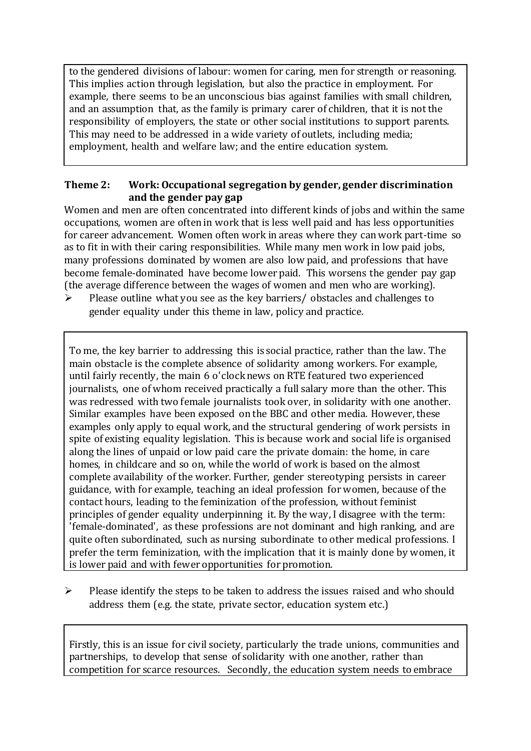to the gendered divisions of labour: women for caring, men for strength or reasoning. This implies action through legislation, but also the practice in employment. For example, there seems to be an unconscious bias against families with small children, and an assumption that, as the family is primary carer of children, that it is not the responsibility of employers, the state or other social institutions to support parents. This may need to be addressed in a wide variety of outlets, including media; employment, health and welfare law; and the entire education system.

**Theme 2: Work: Occupational segregation by gender, gender discrimination and the gender pay gap**

Women and men are often concentrated into different kinds of jobs and within the same occupations, women are often in work that is less well paid and has less opportunities for career advancement. Women often work in areas where they can work part-time so as to fit in with their caring responsibilities. While many men work in low paid jobs, many professions dominated by women are also low paid, and professions that have become female-dominated have become lower paid. This worsens the gender pay gap (the average difference between the wages of women and men who are working).

- Please outline what you see as the key barriers/ obstacles and challenges to gender equality under this theme in law, policy and practice.

To me, the key barrier to addressing this is social practice, rather than the law. The main obstacle is the complete absence of solidarity among workers. For example, until fairly recently, the main 6 o'clock news on RTE featured two experienced journalists, one of whom received practically a full salary more than the other. This was redressed with two female journalists took over, in solidarity with one another. Similar examples have been exposed on the BBC and other media. However, these examples only apply to equal work, and the structural gendering of work persists in spite of existing equality legislation. This is because work and social life is organised along the lines of unpaid or low paid care the private domain: the home, in care homes, in childcare and so on, while the world of work is based on the almost complete availability of the worker. Further, gender stereotyping persists in career guidance, with for example, teaching an ideal profession for women, because of the contact hours, leading to the feminization of the profession, without feminist principles of gender equality underpinning it. By the way, I disagree with the term: 'female-dominated', as these professions are not dominant and high ranking, and are quite often subordinated, such as nursing subordinate to other medical professions. I prefer the term feminization, with the implication that it is mainly done by women, it is lower paid and with fewer opportunities for promotion.

- Please identify the steps to be taken to address the issues raised and who should address them (e.g. the state, private sector, education system etc.)

Firstly, this is an issue for civil society, particularly the trade unions, communities and partnerships, to develop that sense of solidarity with one another, rather than competition for scarce resources. Secondly, the education system needs to embrace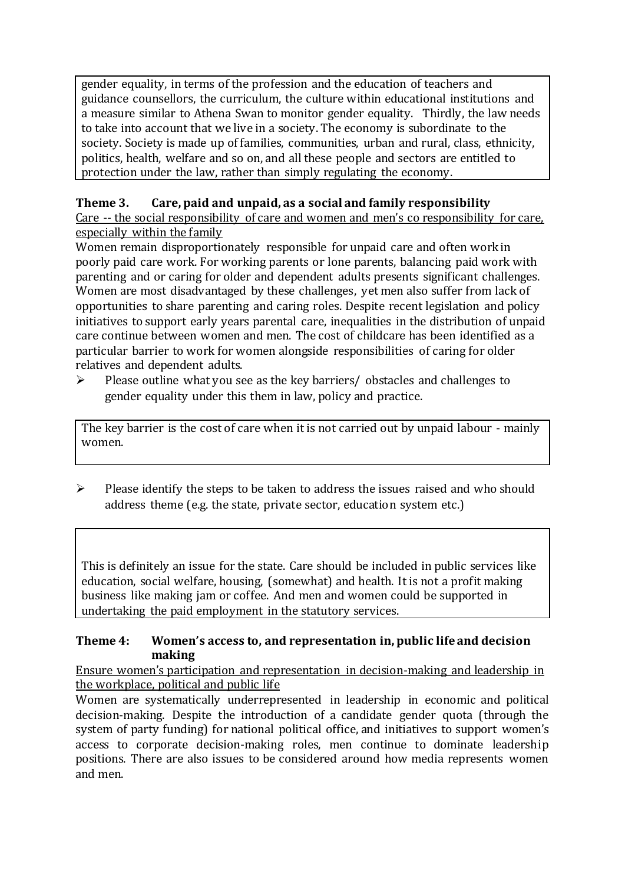gender equality, in terms of the profession and the education of teachers and guidance counsellors, the curriculum, the culture within educational institutions and a measure similar to Athena Swan to monitor gender equality. Thirdly, the law needs to take into account that we live in a society. The economy is subordinate to the society. Society is made up of families, communities, urban and rural, class, ethnicity, politics, health, welfare and so on, and all these people and sectors are entitled to protection under the law, rather than simply regulating the economy.

### Theme 3. Care, paid and unpaid, as a social and family responsibility

<u>Care -- the social responsibility of care and women and men's co responsibility for care, especially within the family</u>

Women remain disproportionately responsible for unpaid care and often work in poorly paid care work. For working parents or lone parents, balancing paid work with parenting and or caring for older and dependent adults presents significant challenges. Women are most disadvantaged by these challenges, yet men also suffer from lack of opportunities to share parenting and caring roles. Despite recent legislation and policy initiatives to support early years parental care, inequalities in the distribution of unpaid care continue between women and men. The cost of childcare has been identified as a particular barrier to work for women alongside responsibilities of caring for older relatives and dependent adults.

- Please outline what you see as the key barriers/ obstacles and challenges to gender equality under this them in law, policy and practice.

The key barrier is the cost of care when it is not carried out by unpaid labour - mainly women.

- Please identify the steps to be taken to address the issues raised and who should address theme (e.g. the state, private sector, education system etc.)

This is definitely an issue for the state. Care should be included in public services like education, social welfare, housing, (somewhat) and health. It is not a profit making business like making jam or coffee. And men and women could be supported in undertaking the paid employment in the statutory services.

### Theme 4: Women's access to, and representation in, public life and decision making

<u>Ensure women's participation and representation in decision-making and leadership in the workplace, political and public life</u>

Women are systematically underrepresented in leadership in economic and political decision-making. Despite the introduction of a candidate gender quota (through the system of party funding) for national political office, and initiatives to support women's access to corporate decision-making roles, men continue to dominate leadership positions. There are also issues to be considered around how media represents women and men.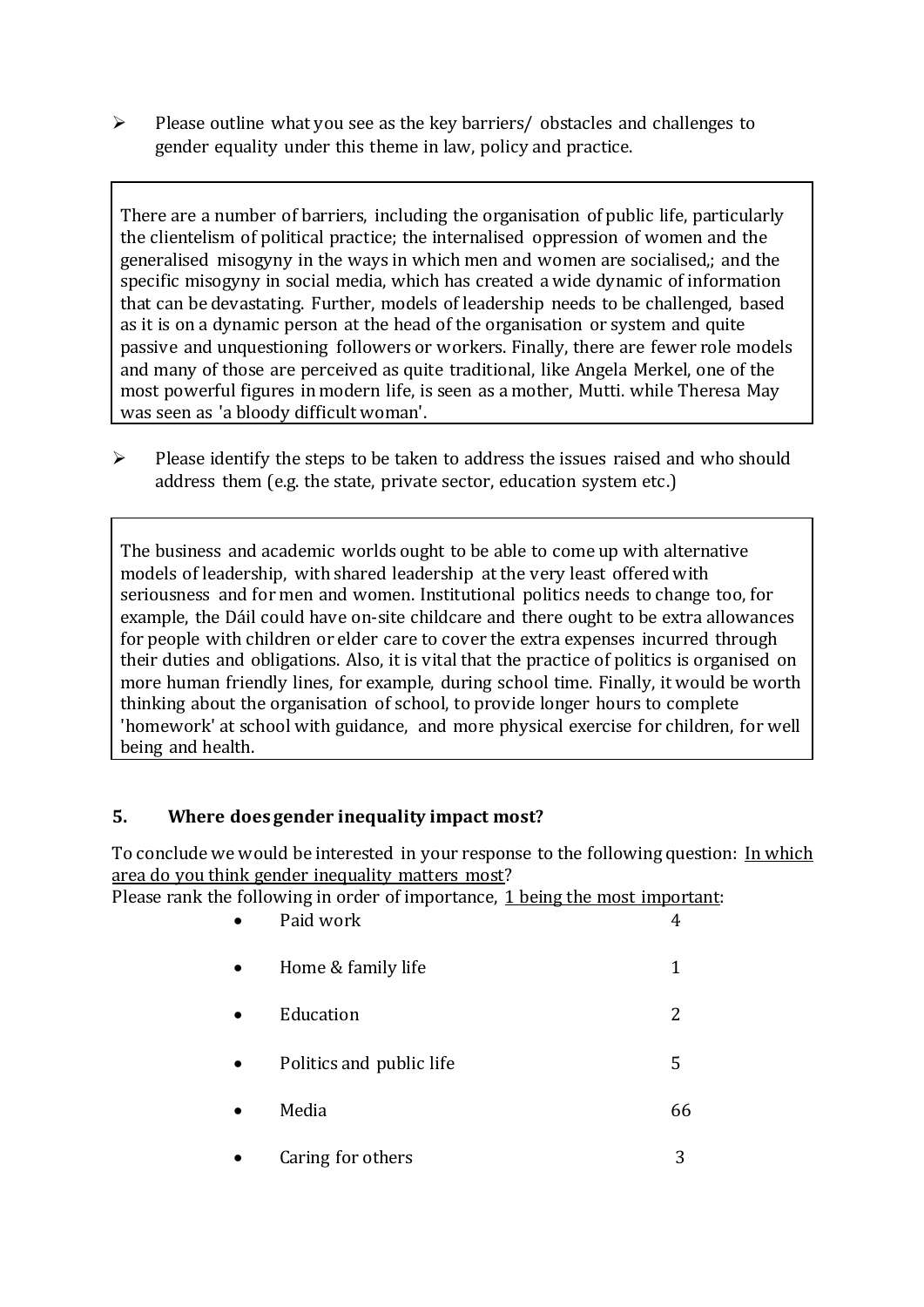- Please outline what you see as the key barriers/ obstacles and challenges to gender equality under this theme in law, policy and practice.

> There are a number of barriers, including the organisation of public life, particularly the clientelism of political practice; the internalised oppression of women and the generalised misogyny in the ways in which men and women are socialised,; and the specific misogyny in social media, which has created a wide dynamic of information that can be devastating. Further, models of leadership needs to be challenged, based as it is on a dynamic person at the head of the organisation or system and quite passive and unquestioning followers or workers. Finally, there are fewer role models and many of those are perceived as quite traditional, like Angela Merkel, one of the most powerful figures in modern life, is seen as a mother, Mutti. while Theresa May was seen as 'a bloody difficult woman'.

- Please identify the steps to be taken to address the issues raised and who should address them (e.g. the state, private sector, education system etc.)

> The business and academic worlds ought to be able to come up with alternative models of leadership, with shared leadership at the very least offered with seriousness and for men and women. Institutional politics needs to change too, for example, the Dáil could have on-site childcare and there ought to be extra allowances for people with children or elder care to cover the extra expenses incurred through their duties and obligations. Also, it is vital that the practice of politics is organised on more human friendly lines, for example, during school time. Finally, it would be worth thinking about the organisation of school, to provide longer hours to complete 'homework' at school with guidance, and more physical exercise for children, for well being and health.

## 5. Where does gender inequality impact most?

To conclude we would be interested in your response to the following question: <u>In which area do you think gender inequality matters most</u>?

Please rank the following in order of importance, <u>1 being the most important</u>:

| Area | Rank |
|---|---|
| Paid work | 4 |
| Home & family life | 1 |
| Education | 2 |
| Politics and public life | 5 |
| Media | 66 |
| Caring for others | 3 |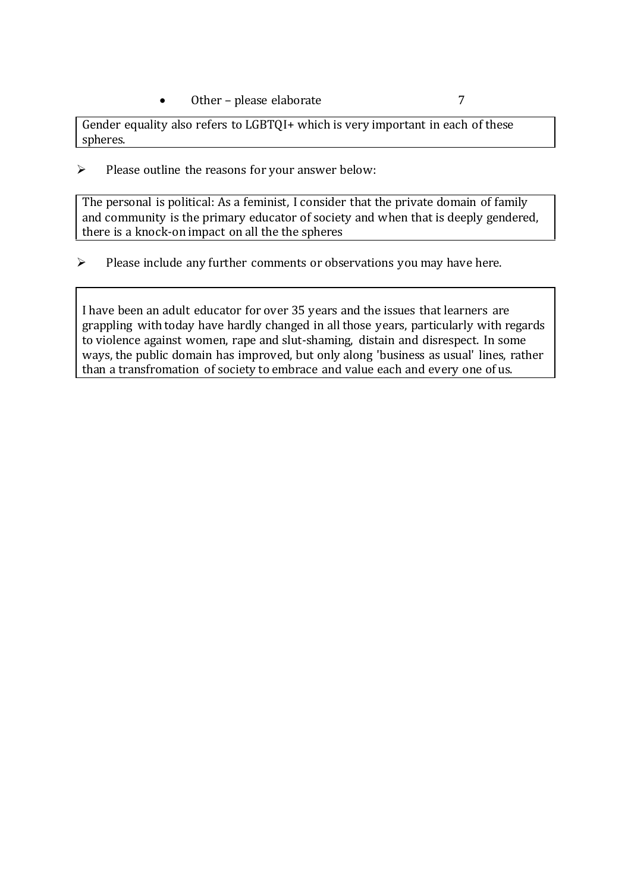- Other – please elaborate 7

Gender equality also refers to LGBTQI+ which is very important in each of these spheres.

➢ Please outline the reasons for your answer below:

The personal is political: As a feminist, I consider that the private domain of family and community is the primary educator of society and when that is deeply gendered, there is a knock-on impact on all the the spheres

➢ Please include any further comments or observations you may have here.

I have been an adult educator for over 35 years and the issues that learners are grappling with today have hardly changed in all those years, particularly with regards to violence against women, rape and slut-shaming, distain and disrespect. In some ways, the public domain has improved, but only along 'business as usual' lines, rather than a transfromation of society to embrace and value each and every one of us.